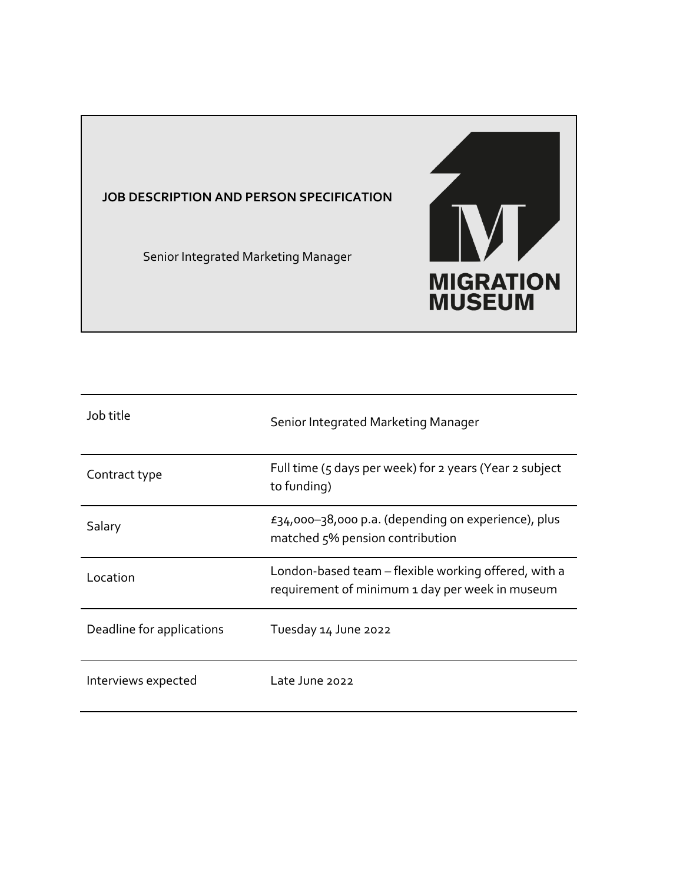**JOB DESCRIPTION AND PERSON SPECIFICATION**

Senior Integrated Marketing Manager

MIGRATION MUSEUM

| | |
|---|---|
| Job title | Senior Integrated Marketing Manager |
| Contract type | Full time (5 days per week) for 2 years (Year 2 subject to funding) |
| Salary | £34,000–38,000 p.a. (depending on experience), plus matched 5% pension contribution |
| Location | London-based team – flexible working offered, with a requirement of minimum 1 day per week in museum |
| Deadline for applications | Tuesday 14 June 2022 |
| Interviews expected | Late June 2022 |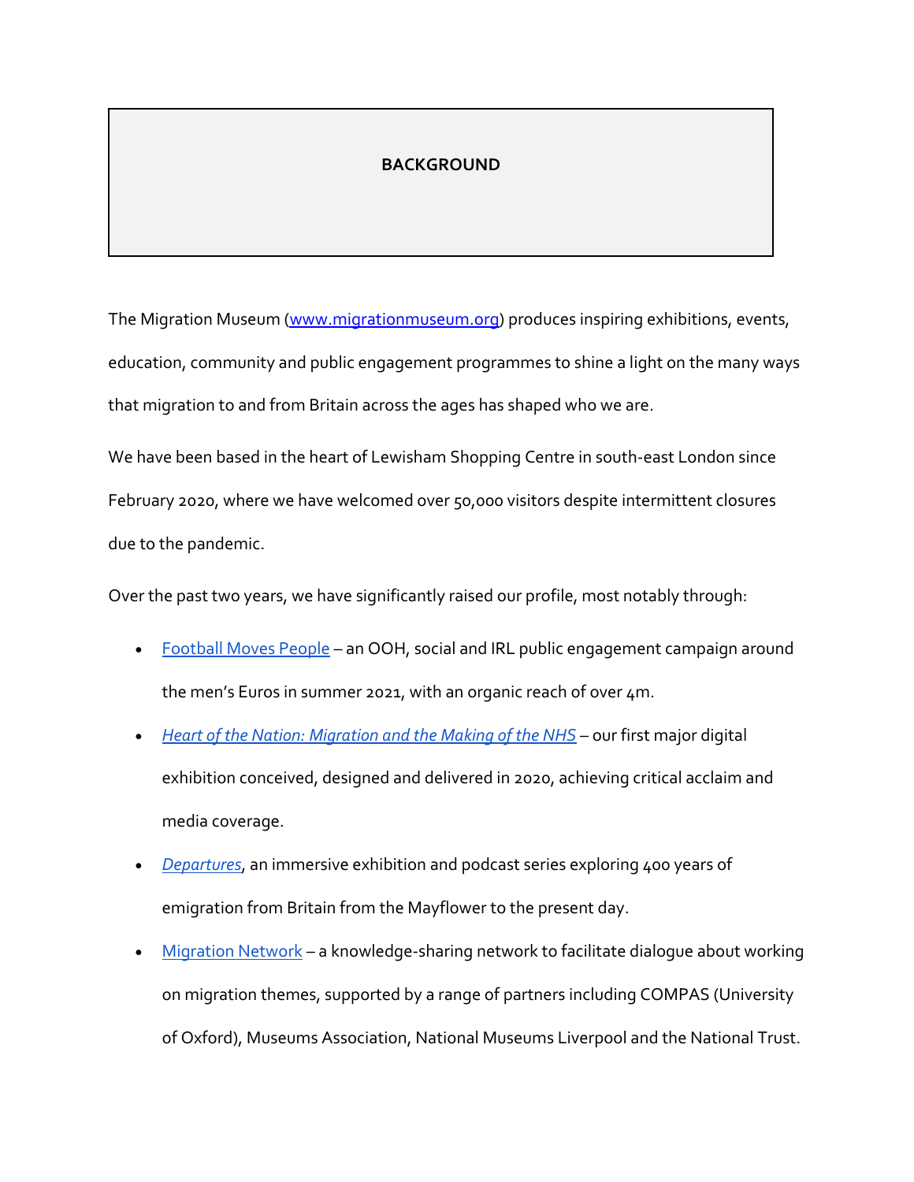## BACKGROUND

The Migration Museum (www.migrationmuseum.org) produces inspiring exhibitions, events, education, community and public engagement programmes to shine a light on the many ways that migration to and from Britain across the ages has shaped who we are.

We have been based in the heart of Lewisham Shopping Centre in south-east London since February 2020, where we have welcomed over 50,000 visitors despite intermittent closures due to the pandemic.

Over the past two years, we have significantly raised our profile, most notably through:

- Football Moves People – an OOH, social and IRL public engagement campaign around the men's Euros in summer 2021, with an organic reach of over 4m.
- *Heart of the Nation: Migration and the Making of the NHS* – our first major digital exhibition conceived, designed and delivered in 2020, achieving critical acclaim and media coverage.
- *Departures*, an immersive exhibition and podcast series exploring 400 years of emigration from Britain from the Mayflower to the present day.
- Migration Network – a knowledge-sharing network to facilitate dialogue about working on migration themes, supported by a range of partners including COMPAS (University of Oxford), Museums Association, National Museums Liverpool and the National Trust.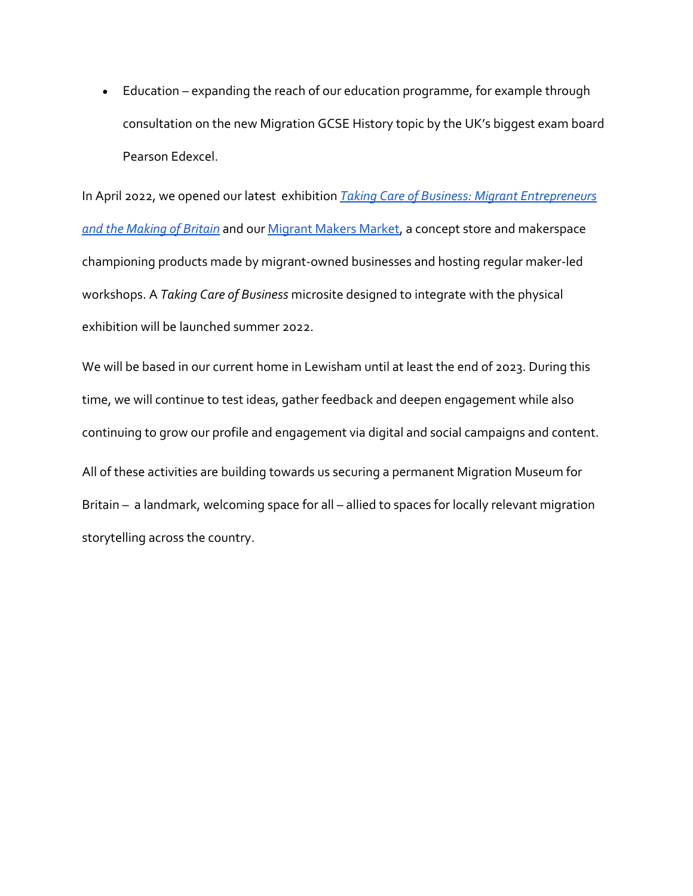- Education – expanding the reach of our education programme, for example through consultation on the new Migration GCSE History topic by the UK's biggest exam board Pearson Edexcel.

In April 2022, we opened our latest exhibition *Taking Care of Business: Migrant Entrepreneurs and the Making of Britain* and our Migrant Makers Market, a concept store and makerspace championing products made by migrant-owned businesses and hosting regular maker-led workshops. A *Taking Care of Business* microsite designed to integrate with the physical exhibition will be launched summer 2022.

We will be based in our current home in Lewisham until at least the end of 2023. During this time, we will continue to test ideas, gather feedback and deepen engagement while also continuing to grow our profile and engagement via digital and social campaigns and content.

All of these activities are building towards us securing a permanent Migration Museum for Britain – a landmark, welcoming space for all – allied to spaces for locally relevant migration storytelling across the country.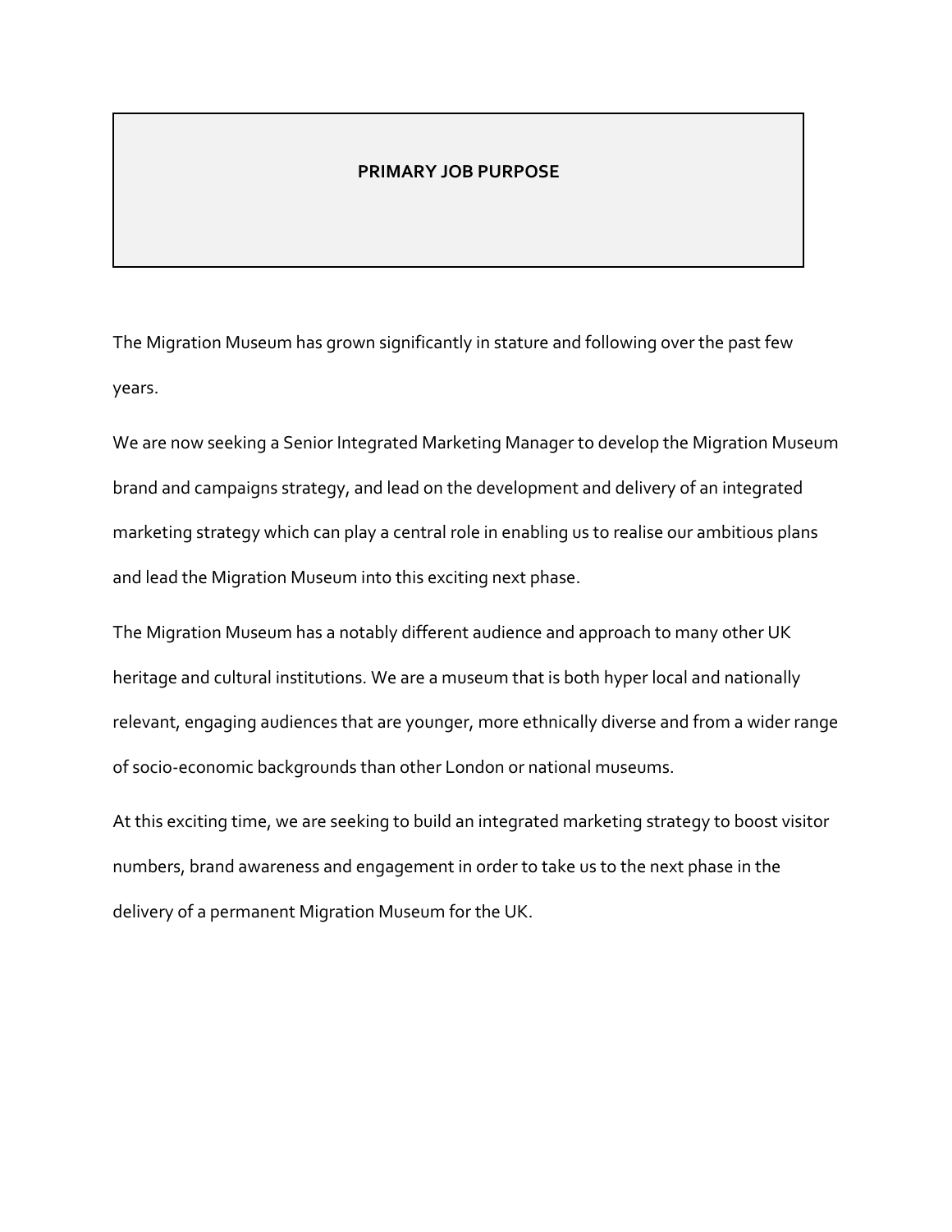## PRIMARY JOB PURPOSE

The Migration Museum has grown significantly in stature and following over the past few years.

We are now seeking a Senior Integrated Marketing Manager to develop the Migration Museum brand and campaigns strategy, and lead on the development and delivery of an integrated marketing strategy which can play a central role in enabling us to realise our ambitious plans and lead the Migration Museum into this exciting next phase.

The Migration Museum has a notably different audience and approach to many other UK heritage and cultural institutions. We are a museum that is both hyper local and nationally relevant, engaging audiences that are younger, more ethnically diverse and from a wider range of socio-economic backgrounds than other London or national museums.

At this exciting time, we are seeking to build an integrated marketing strategy to boost visitor numbers, brand awareness and engagement in order to take us to the next phase in the delivery of a permanent Migration Museum for the UK.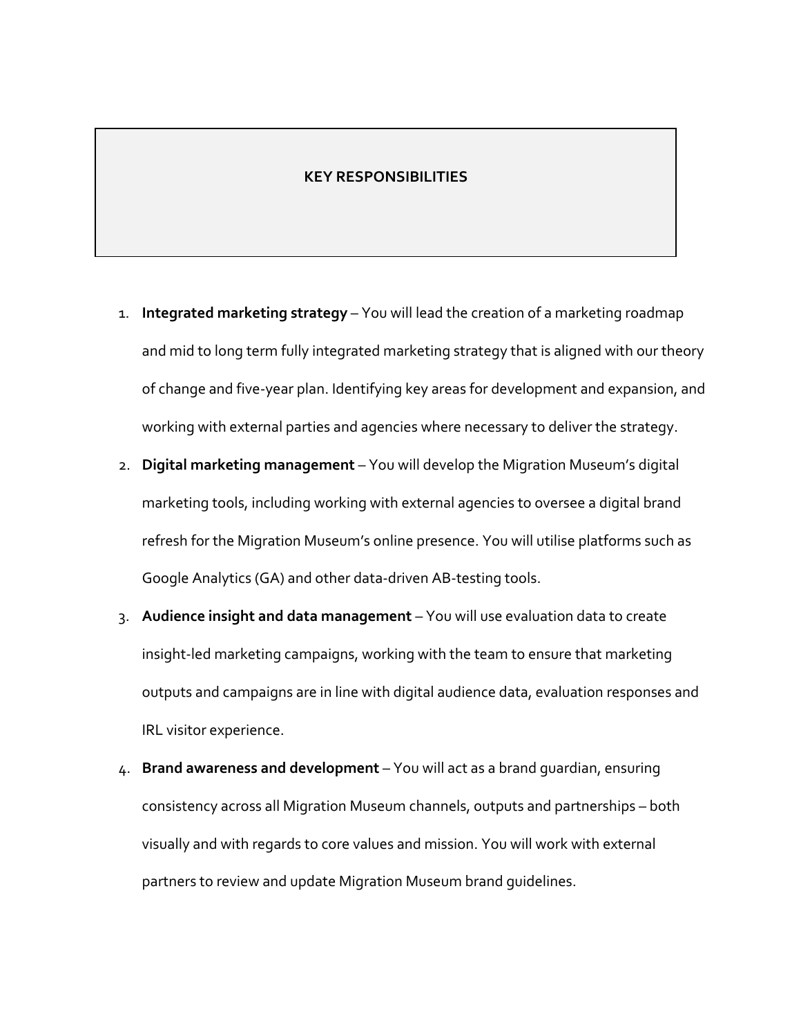## KEY RESPONSIBILITIES

1. **Integrated marketing strategy** – You will lead the creation of a marketing roadmap and mid to long term fully integrated marketing strategy that is aligned with our theory of change and five-year plan. Identifying key areas for development and expansion, and working with external parties and agencies where necessary to deliver the strategy.
2. **Digital marketing management** – You will develop the Migration Museum's digital marketing tools, including working with external agencies to oversee a digital brand refresh for the Migration Museum's online presence. You will utilise platforms such as Google Analytics (GA) and other data-driven AB-testing tools.
3. **Audience insight and data management** – You will use evaluation data to create insight-led marketing campaigns, working with the team to ensure that marketing outputs and campaigns are in line with digital audience data, evaluation responses and IRL visitor experience.
4. **Brand awareness and development** – You will act as a brand guardian, ensuring consistency across all Migration Museum channels, outputs and partnerships – both visually and with regards to core values and mission. You will work with external partners to review and update Migration Museum brand guidelines.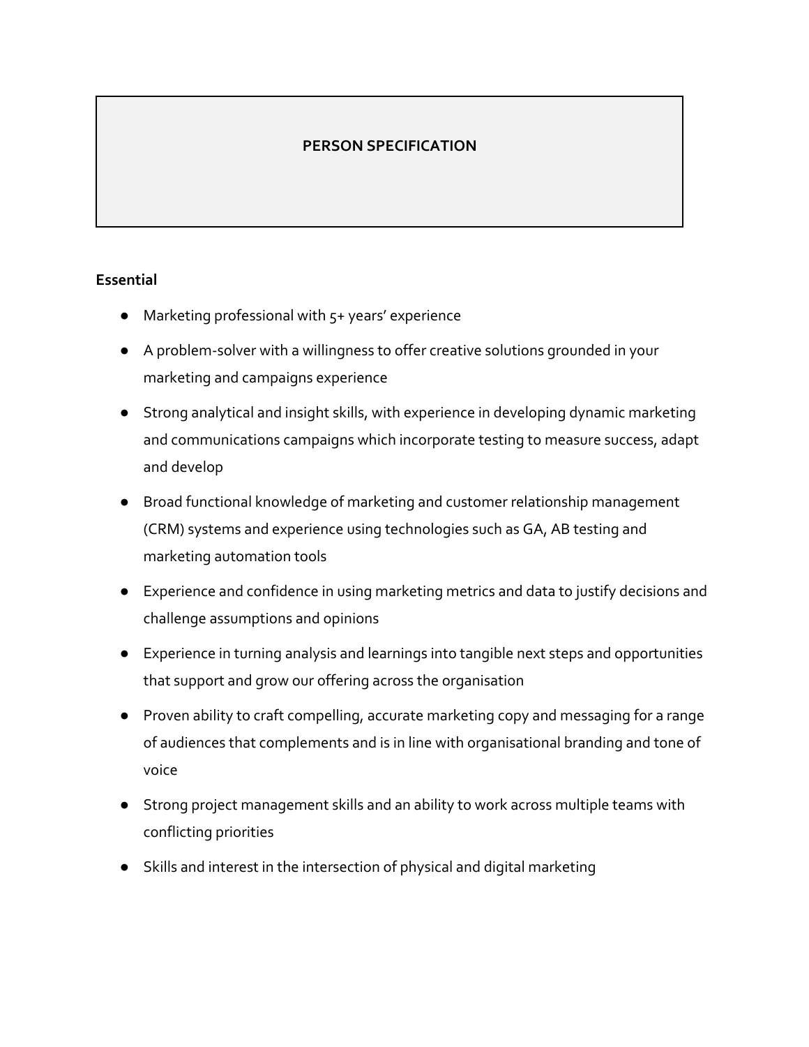# PERSON SPECIFICATION

**Essential**

- Marketing professional with 5+ years' experience
- A problem-solver with a willingness to offer creative solutions grounded in your marketing and campaigns experience
- Strong analytical and insight skills, with experience in developing dynamic marketing and communications campaigns which incorporate testing to measure success, adapt and develop
- Broad functional knowledge of marketing and customer relationship management (CRM) systems and experience using technologies such as GA, AB testing and marketing automation tools
- Experience and confidence in using marketing metrics and data to justify decisions and challenge assumptions and opinions
- Experience in turning analysis and learnings into tangible next steps and opportunities that support and grow our offering across the organisation
- Proven ability to craft compelling, accurate marketing copy and messaging for a range of audiences that complements and is in line with organisational branding and tone of voice
- Strong project management skills and an ability to work across multiple teams with conflicting priorities
- Skills and interest in the intersection of physical and digital marketing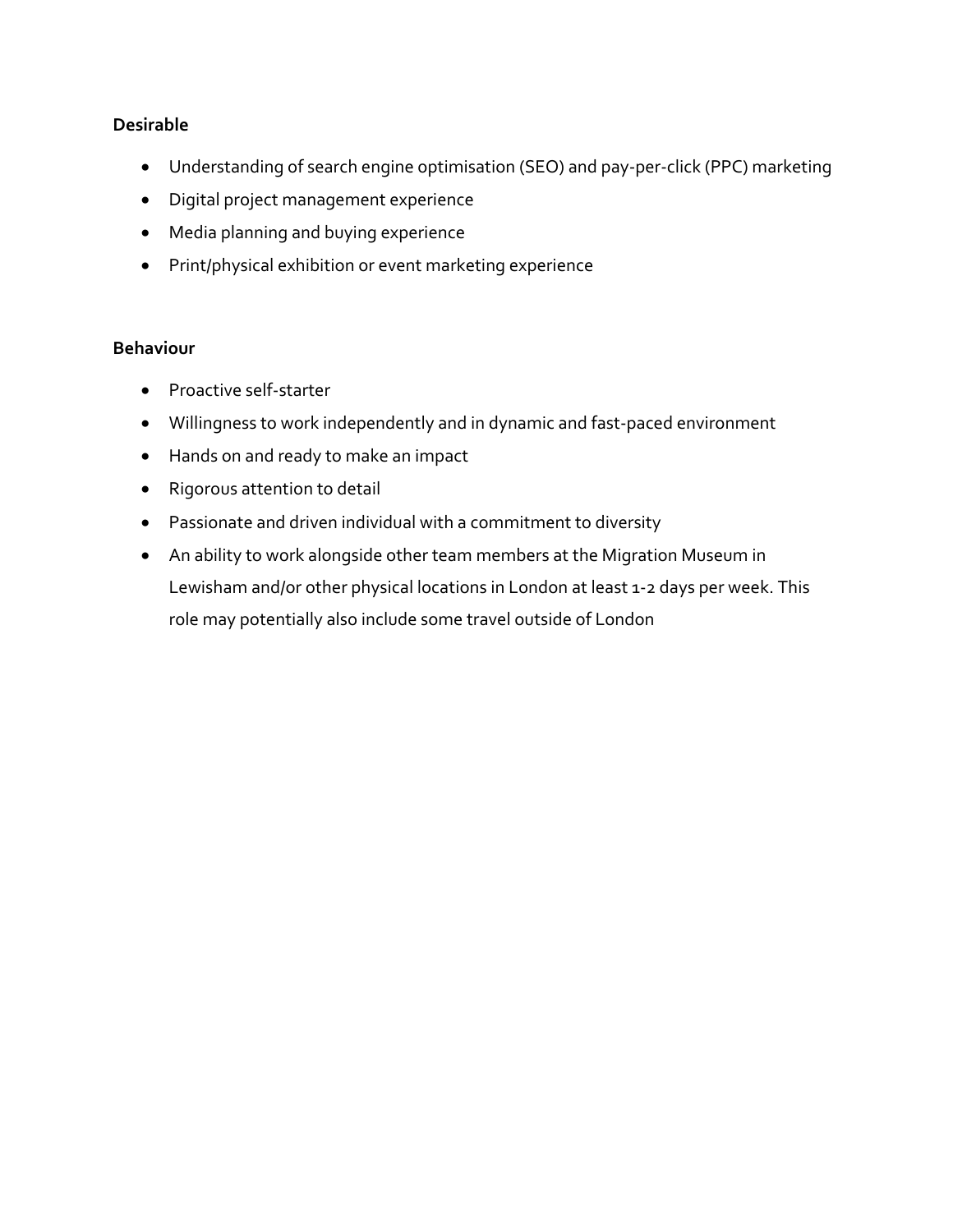**Desirable**

- Understanding of search engine optimisation (SEO) and pay-per-click (PPC) marketing
- Digital project management experience
- Media planning and buying experience
- Print/physical exhibition or event marketing experience

**Behaviour**

- Proactive self-starter
- Willingness to work independently and in dynamic and fast-paced environment
- Hands on and ready to make an impact
- Rigorous attention to detail
- Passionate and driven individual with a commitment to diversity
- An ability to work alongside other team members at the Migration Museum in Lewisham and/or other physical locations in London at least 1-2 days per week. This role may potentially also include some travel outside of London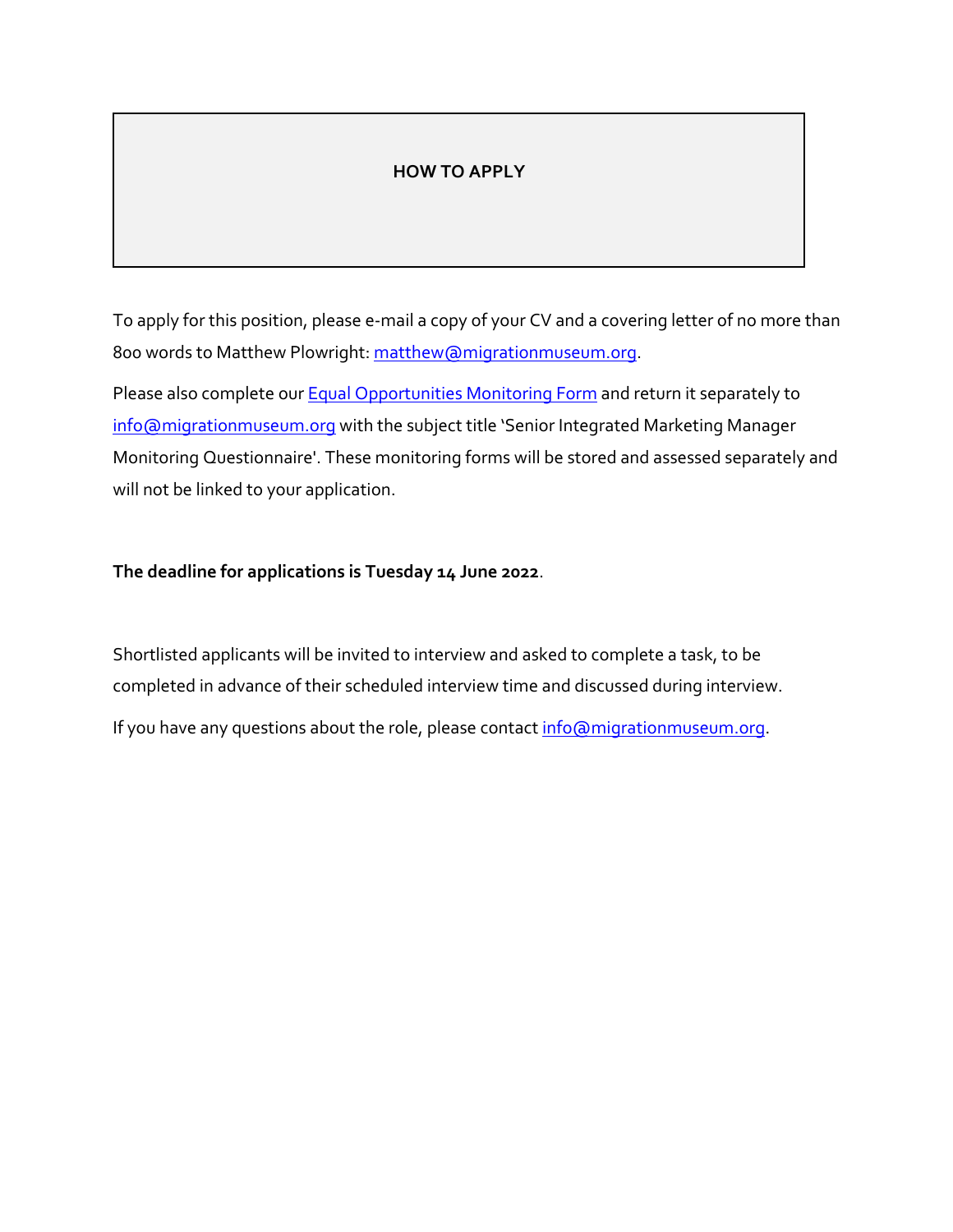## HOW TO APPLY

To apply for this position, please e-mail a copy of your CV and a covering letter of no more than 800 words to Matthew Plowright: [matthew@migrationmuseum.org](mailto:matthew@migrationmuseum.org).

Please also complete our [Equal Opportunities Monitoring Form]() and return it separately to [info@migrationmuseum.org](mailto:info@migrationmuseum.org) with the subject title 'Senior Integrated Marketing Manager Monitoring Questionnaire'. These monitoring forms will be stored and assessed separately and will not be linked to your application.

**The deadline for applications is Tuesday 14 June 2022**.

Shortlisted applicants will be invited to interview and asked to complete a task, to be completed in advance of their scheduled interview time and discussed during interview.

If you have any questions about the role, please contact [info@migrationmuseum.org](mailto:info@migrationmuseum.org).